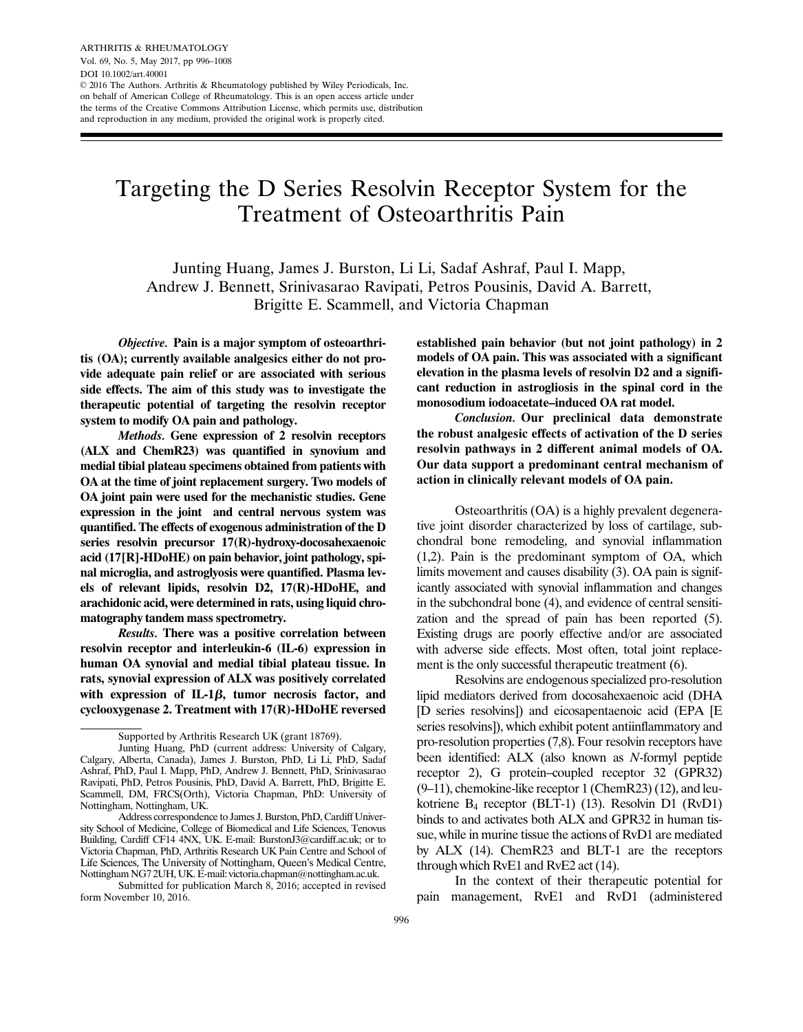ARTHRITIS & RHEUMATOLOGY
Vol. 69, No. 5, May 2017, pp 996–1008
DOI 10.1002/art.40001
© 2016 The Authors. Arthritis & Rheumatology published by Wiley Periodicals, Inc. on behalf of American College of Rheumatology. This is an open access article under the terms of the Creative Commons Attribution License, which permits use, distribution and reproduction in any medium, provided the original work is properly cited.

# Targeting the D Series Resolvin Receptor System for the Treatment of Osteoarthritis Pain

Junting Huang, James J. Burston, Li Li, Sadaf Ashraf, Paul I. Mapp, Andrew J. Bennett, Srinivasarao Ravipati, Petros Pousinis, David A. Barrett, Brigitte E. Scammell, and Victoria Chapman

***Objective.*** **Pain is a major symptom of osteoarthritis (OA); currently available analgesics either do not provide adequate pain relief or are associated with serious side effects. The aim of this study was to investigate the therapeutic potential of targeting the resolvin receptor system to modify OA pain and pathology.**

***Methods.*** **Gene expression of 2 resolvin receptors (ALX and ChemR23) was quantified in synovium and medial tibial plateau specimens obtained from patients with OA at the time of joint replacement surgery. Two models of OA joint pain were used for the mechanistic studies. Gene expression in the joint and central nervous system was quantified. The effects of exogenous administration of the D series resolvin precursor 17(R)-hydroxy-docosahexaenoic acid (17[R]-HDoHE) on pain behavior, joint pathology, spinal microglia, and astroglyosis were quantified. Plasma levels of relevant lipids, resolvin D2, 17(R)-HDoHE, and arachidonic acid, were determined in rats, using liquid chromatography tandem mass spectrometry.**

***Results.*** **There was a positive correlation between resolvin receptor and interleukin-6 (IL-6) expression in human OA synovial and medial tibial plateau tissue. In rats, synovial expression of ALX was positively correlated with expression of IL-1β, tumor necrosis factor, and cyclooxygenase 2. Treatment with 17(R)-HDoHE reversed established pain behavior (but not joint pathology) in 2 models of OA pain. This was associated with a significant elevation in the plasma levels of resolvin D2 and a significant reduction in astrogliosis in the spinal cord in the monosodium iodoacetate–induced OA rat model.**

***Conclusion.*** **Our preclinical data demonstrate the robust analgesic effects of activation of the D series resolvin pathways in 2 different animal models of OA. Our data support a predominant central mechanism of action in clinically relevant models of OA pain.**

Osteoarthritis (OA) is a highly prevalent degenerative joint disorder characterized by loss of cartilage, subchondral bone remodeling, and synovial inflammation (1,2). Pain is the predominant symptom of OA, which limits movement and causes disability (3). OA pain is significantly associated with synovial inflammation and changes in the subchondral bone (4), and evidence of central sensitization and the spread of pain has been reported (5). Existing drugs are poorly effective and/or are associated with adverse side effects. Most often, total joint replacement is the only successful therapeutic treatment (6).

Resolvins are endogenous specialized pro-resolution lipid mediators derived from docosahexaenoic acid (DHA [D series resolvins]) and eicosapentaenoic acid (EPA [E series resolvins]), which exhibit potent antiinflammatory and pro-resolution properties (7,8). Four resolvin receptors have been identified: ALX (also known as *N*-formyl peptide receptor 2), G protein–coupled receptor 32 (GPR32) (9–11), chemokine-like receptor 1 (ChemR23) (12), and leukotriene $B_4$ receptor (BLT-1) (13). Resolvin D1 (RvD1) binds to and activates both ALX and GPR32 in human tissue, while in murine tissue the actions of RvD1 are mediated by ALX (14). ChemR23 and BLT-1 are the receptors through which RvE1 and RvE2 act (14).

In the context of their therapeutic potential for pain management, RvE1 and RvD1 (administered

---

Supported by Arthritis Research UK (grant 18769).

Junting Huang, PhD (current address: University of Calgary, Calgary, Alberta, Canada), James J. Burston, PhD, Li Li, PhD, Sadaf Ashraf, PhD, Paul I. Mapp, PhD, Andrew J. Bennett, PhD, Srinivasarao Ravipati, PhD, Petros Pousinis, PhD, David A. Barrett, PhD, Brigitte E. Scammell, DM, FRCS(Orth), Victoria Chapman, PhD: University of Nottingham, Nottingham, UK.

Address correspondence to James J. Burston, PhD, Cardiff University School of Medicine, College of Biomedical and Life Sciences, Tenovus Building, Cardiff CF14 4NX, UK. E-mail: BurstonJ3@cardiff.ac.uk; or to Victoria Chapman, PhD, Arthritis Research UK Pain Centre and School of Life Sciences, The University of Nottingham, Queen's Medical Centre, Nottingham NG7 2UH, UK. E-mail: victoria.chapman@nottingham.ac.uk.

Submitted for publication March 8, 2016; accepted in revised form November 10, 2016.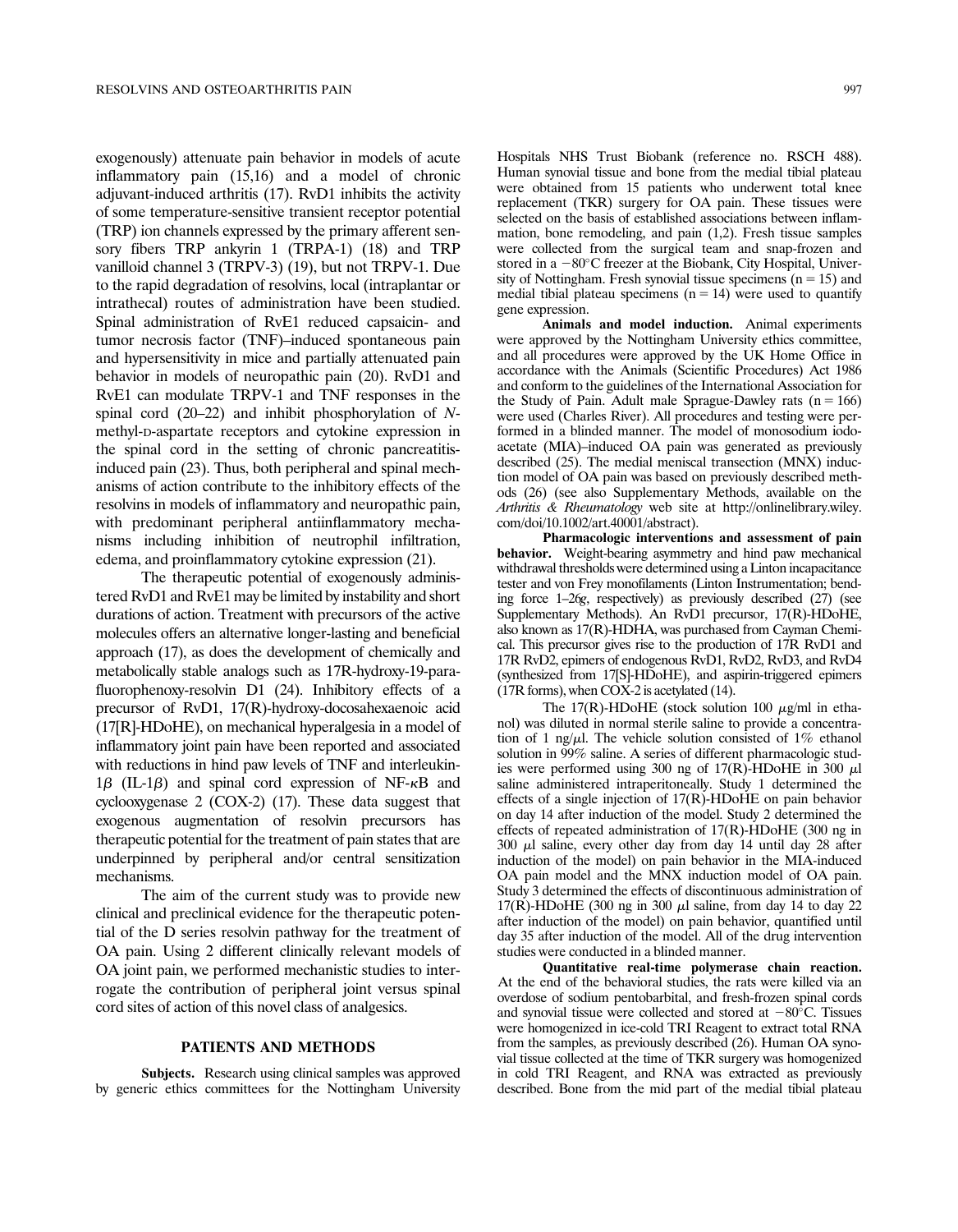exogenously) attenuate pain behavior in models of acute inflammatory pain (15,16) and a model of chronic adjuvant-induced arthritis (17). RvD1 inhibits the activity of some temperature-sensitive transient receptor potential (TRP) ion channels expressed by the primary afferent sensory fibers TRP ankyrin 1 (TRPA-1) (18) and TRP vanilloid channel 3 (TRPV-3) (19), but not TRPV-1. Due to the rapid degradation of resolvins, local (intraplantar or intrathecal) routes of administration have been studied. Spinal administration of RvE1 reduced capsaicin- and tumor necrosis factor (TNF)–induced spontaneous pain and hypersensitivity in mice and partially attenuated pain behavior in models of neuropathic pain (20). RvD1 and RvE1 can modulate TRPV-1 and TNF responses in the spinal cord (20–22) and inhibit phosphorylation of *N*-methyl-D-aspartate receptors and cytokine expression in the spinal cord in the setting of chronic pancreatitis-induced pain (23). Thus, both peripheral and spinal mechanisms of action contribute to the inhibitory effects of the resolvins in models of inflammatory and neuropathic pain, with predominant peripheral antiinflammatory mechanisms including inhibition of neutrophil infiltration, edema, and proinflammatory cytokine expression (21).

The therapeutic potential of exogenously administered RvD1 and RvE1 may be limited by instability and short durations of action. Treatment with precursors of the active molecules offers an alternative longer-lasting and beneficial approach (17), as does the development of chemically and metabolically stable analogs such as 17R-hydroxy-19-para-fluorophenoxy-resolvin D1 (24). Inhibitory effects of a precursor of RvD1, 17(R)-hydroxy-docosahexaenoic acid (17[R]-HDoHE), on mechanical hyperalgesia in a model of inflammatory joint pain have been reported and associated with reductions in hind paw levels of TNF and interleukin-1β (IL-1β) and spinal cord expression of NF-κB and cyclooxygenase 2 (COX-2) (17). These data suggest that exogenous augmentation of resolvin precursors has therapeutic potential for the treatment of pain states that are underpinned by peripheral and/or central sensitization mechanisms.

The aim of the current study was to provide new clinical and preclinical evidence for the therapeutic potential of the D series resolvin pathway for the treatment of OA pain. Using 2 different clinically relevant models of OA joint pain, we performed mechanistic studies to interrogate the contribution of peripheral joint versus spinal cord sites of action of this novel class of analgesics.

## PATIENTS AND METHODS

**Subjects.** Research using clinical samples was approved by generic ethics committees for the Nottingham University Hospitals NHS Trust Biobank (reference no. RSCH 488). Human synovial tissue and bone from the medial tibial plateau were obtained from 15 patients who underwent total knee replacement (TKR) surgery for OA pain. These tissues were selected on the basis of established associations between inflammation, bone remodeling, and pain (1,2). Fresh tissue samples were collected from the surgical team and snap-frozen and stored in a −80°C freezer at the Biobank, City Hospital, University of Nottingham. Fresh synovial tissue specimens ($n = 15$) and medial tibial plateau specimens ($n = 14$) were used to quantify gene expression.

**Animals and model induction.** Animal experiments were approved by the Nottingham University ethics committee, and all procedures were approved by the UK Home Office in accordance with the Animals (Scientific Procedures) Act 1986 and conform to the guidelines of the International Association for the Study of Pain. Adult male Sprague-Dawley rats ($n = 166$) were used (Charles River). All procedures and testing were performed in a blinded manner. The model of monosodium iodoacetate (MIA)–induced OA pain was generated as previously described (25). The medial meniscal transection (MNX) induction model of OA pain was based on previously described methods (26) (see also Supplementary Methods, available on the *Arthritis & Rheumatology* web site at http://onlinelibrary.wiley.com/doi/10.1002/art.40001/abstract).

**Pharmacologic interventions and assessment of pain behavior.** Weight-bearing asymmetry and hind paw mechanical withdrawal thresholds were determined using a Linton incapacitance tester and von Frey monofilaments (Linton Instrumentation; bending force 1–26g, respectively) as previously described (27) (see Supplementary Methods). An RvD1 precursor, 17(R)-HDoHE, also known as 17(R)-HDHA, was purchased from Cayman Chemical. This precursor gives rise to the production of 17R RvD1 and 17R RvD2, epimers of endogenous RvD1, RvD2, RvD3, and RvD4 (synthesized from 17[S]-HDoHE), and aspirin-triggered epimers (17R forms), when COX-2 is acetylated (14).

The 17(R)-HDoHE (stock solution 100 μg/ml in ethanol) was diluted in normal sterile saline to provide a concentration of 1 ng/μl. The vehicle solution consisted of 1% ethanol solution in 99% saline. A series of different pharmacologic studies were performed using 300 ng of 17(R)-HDoHE in 300 μl saline administered intraperitoneally. Study 1 determined the effects of a single injection of 17(R)-HDoHE on pain behavior on day 14 after induction of the model. Study 2 determined the effects of repeated administration of 17(R)-HDoHE (300 ng in 300 μl saline, every other day from day 14 until day 28 after induction of the model) on pain behavior in the MIA-induced OA pain model and the MNX induction model of OA pain. Study 3 determined the effects of discontinuous administration of 17(R)-HDoHE (300 ng in 300 μl saline, from day 14 to day 22 after induction of the model) on pain behavior, quantified until day 35 after induction of the model. All of the drug intervention studies were conducted in a blinded manner.

**Quantitative real-time polymerase chain reaction.** At the end of the behavioral studies, the rats were killed via an overdose of sodium pentobarbital, and fresh-frozen spinal cords and synovial tissue were collected and stored at −80°C. Tissues were homogenized in ice-cold TRI Reagent to extract total RNA from the samples, as previously described (26). Human OA synovial tissue collected at the time of TKR surgery was homogenized in cold TRI Reagent, and RNA was extracted as previously described. Bone from the mid part of the medial tibial plateau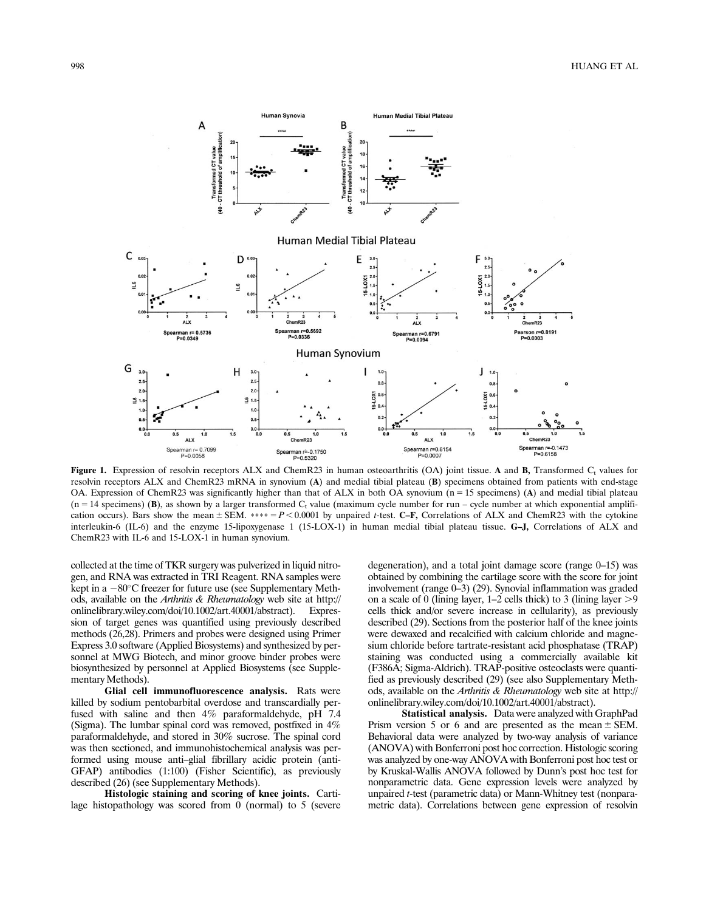Human Synovia

A

Transformed CT value (40 - CT threshold of amplification)

ALX ChemR23

****

Human Medial Tibial Plateau

B

Transformed CT value (40 - CT threshold of amplification)

ALX ChemR23

****

Human Medial Tibial Plateau

C

IL6 / ALX

Spearman r= 0.5736
P=0.0349

D

IL6 / ChemR23

Spearman r=0.5692
P=0.0336

E

15-LOX1 / ALX

Spearman r=0.6791
P=0.0094

F

15-LOX1 / ChemR23

Pearson r=0.8191
P=0.0003

Human Synovium

G

IL6 / ALX

Spearman r= 0.7099
P=0.0058

H

IL6 / ChemR23

Spearman r=-0.1750
P=0.5320

I

15-LOX1 / ALX

Spearman r=0.8154
P=0.0007

J

15-LOX1 / ChemR23

Spearman r=-0.1473
P=0.6158

**Figure 1.** Expression of resolvin receptors ALX and ChemR23 in human osteoarthritis (OA) joint tissue. **A** and **B,** Transformed $C_t$ values for resolvin receptors ALX and ChemR23 mRNA in synovium (**A**) and medial tibial plateau (**B**) specimens obtained from patients with end-stage OA. Expression of ChemR23 was significantly higher than that of ALX in both OA synovium (n = 15 specimens) (**A**) and medial tibial plateau (n = 14 specimens) (**B**), as shown by a larger transformed $C_t$ value (maximum cycle number for run – cycle number at which exponential amplification occurs). Bars show the mean ± SEM. **** = $P < 0.0001$ by unpaired *t*-test. **C–F,** Correlations of ALX and ChemR23 with the cytokine interleukin-6 (IL-6) and the enzyme 15-lipoxygenase 1 (15-LOX-1) in human medial tibial plateau tissue. **G–J,** Correlations of ALX and ChemR23 with IL-6 and 15-LOX-1 in human synovium.

collected at the time of TKR surgery was pulverized in liquid nitrogen, and RNA was extracted in TRI Reagent. RNA samples were kept in a −80°C freezer for future use (see Supplementary Methods, available on the *Arthritis & Rheumatology* web site at http://onlinelibrary.wiley.com/doi/10.1002/art.40001/abstract). Expression of target genes was quantified using previously described methods (26,28). Primers and probes were designed using Primer Express 3.0 software (Applied Biosystems) and synthesized by personnel at MWG Biotech, and minor groove binder probes were biosynthesized by personnel at Applied Biosystems (see Supplementary Methods).

**Glial cell immunofluorescence analysis.** Rats were killed by sodium pentobarbital overdose and transcardially perfused with saline and then 4% paraformaldehyde, pH 7.4 (Sigma). The lumbar spinal cord was removed, postfixed in 4% paraformaldehyde, and stored in 30% sucrose. The spinal cord was then sectioned, and immunohistochemical analysis was performed using mouse anti–glial fibrillary acidic protein (anti-GFAP) antibodies (1:100) (Fisher Scientific), as previously described (26) (see Supplementary Methods).

**Histologic staining and scoring of knee joints.** Cartilage histopathology was scored from 0 (normal) to 5 (severe degeneration), and a total joint damage score (range 0–15) was obtained by combining the cartilage score with the score for joint involvement (range 0–3) (29). Synovial inflammation was graded on a scale of 0 (lining layer, 1–2 cells thick) to 3 (lining layer >9 cells thick and/or severe increase in cellularity), as previously described (29). Sections from the posterior half of the knee joints were dewaxed and recalcified with calcium chloride and magnesium chloride before tartrate-resistant acid phosphatase (TRAP) staining was conducted using a commercially available kit (F386A; Sigma-Aldrich). TRAP-positive osteoclasts were quantified as previously described (29) (see also Supplementary Methods, available on the *Arthritis & Rheumatology* web site at http://onlinelibrary.wiley.com/doi/10.1002/art.40001/abstract).

**Statistical analysis.** Data were analyzed with GraphPad Prism version 5 or 6 and are presented as the mean ± SEM. Behavioral data were analyzed by two-way analysis of variance (ANOVA) with Bonferroni post hoc correction. Histologic scoring was analyzed by one-way ANOVA with Bonferroni post hoc test or by Kruskal-Wallis ANOVA followed by Dunn's post hoc test for nonparametric data. Gene expression levels were analyzed by unpaired *t*-test (parametric data) or Mann-Whitney test (nonparametric data). Correlations between gene expression of resolvin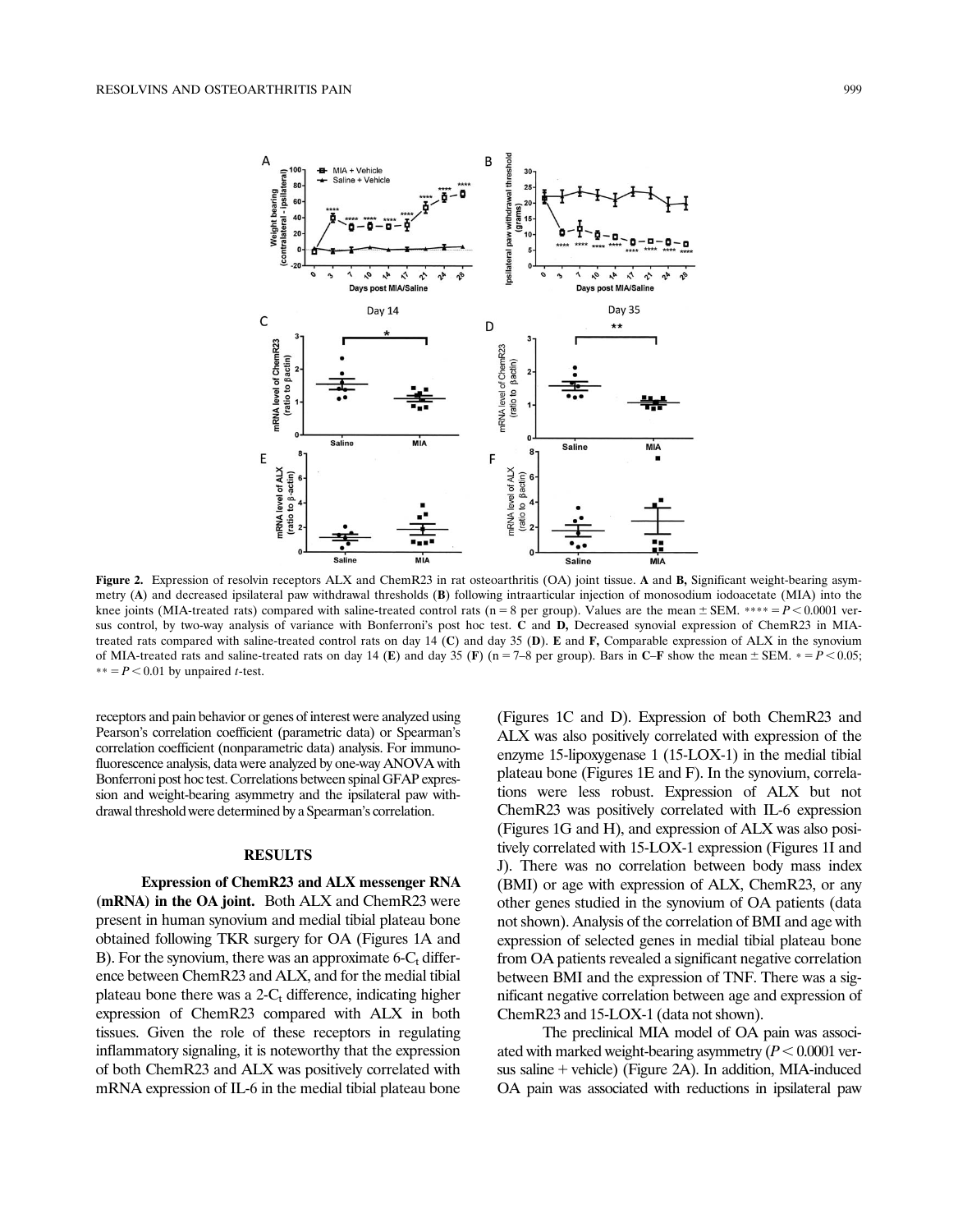A
Weight bearing (contralateral - ipsilateral)
MIA + Vehicle
Saline + Vehicle
Days post MIA/Saline

B
Ipsilateral paw withdrawal threshold (grams)
Days post MIA/Saline

C
Day 14
mRNA level of ChemR23 (ratio to β-actin)
Saline
MIA

D
Day 35
mRNA level of ChemR23 (ratio to βactin)
Saline
MIA

E
mRNA level of ALX (ratio to β-actin)
Saline
MIA

F
mRNA level of ALX (ratio to βactin)
Saline
MIA

**Figure 2.** Expression of resolvin receptors ALX and ChemR23 in rat osteoarthritis (OA) joint tissue. **A** and **B,** Significant weight-bearing asymmetry (**A**) and decreased ipsilateral paw withdrawal thresholds (**B**) following intraarticular injection of monosodium iodoacetate (MIA) into the knee joints (MIA-treated rats) compared with saline-treated control rats (n = 8 per group). Values are the mean ± SEM. **** = $P < 0.0001$ versus control, by two-way analysis of variance with Bonferroni's post hoc test. **C** and **D,** Decreased synovial expression of ChemR23 in MIA-treated rats compared with saline-treated control rats on day 14 (**C**) and day 35 (**D**). **E** and **F,** Comparable expression of ALX in the synovium of MIA-treated rats and saline-treated rats on day 14 (**E**) and day 35 (**F**) (n = 7–8 per group). Bars in **C–F** show the mean ± SEM. * = $P < 0.05$; ** = $P < 0.01$ by unpaired *t*-test.

receptors and pain behavior or genes of interest were analyzed using Pearson's correlation coefficient (parametric data) or Spearman's correlation coefficient (nonparametric data) analysis. For immunofluorescence analysis, data were analyzed by one-way ANOVA with Bonferroni post hoc test. Correlations between spinal GFAP expression and weight-bearing asymmetry and the ipsilateral paw withdrawal threshold were determined by a Spearman's correlation.

## RESULTS

**Expression of ChemR23 and ALX messenger RNA (mRNA) in the OA joint.** Both ALX and ChemR23 were present in human synovium and medial tibial plateau bone obtained following TKR surgery for OA (Figures 1A and B). For the synovium, there was an approximate 6-$C_t$ difference between ChemR23 and ALX, and for the medial tibial plateau bone there was a 2-$C_t$ difference, indicating higher expression of ChemR23 compared with ALX in both tissues. Given the role of these receptors in regulating inflammatory signaling, it is noteworthy that the expression of both ChemR23 and ALX was positively correlated with mRNA expression of IL-6 in the medial tibial plateau bone (Figures 1C and D). Expression of both ChemR23 and ALX was also positively correlated with expression of the enzyme 15-lipoxygenase 1 (15-LOX-1) in the medial tibial plateau bone (Figures 1E and F). In the synovium, correlations were less robust. Expression of ALX but not ChemR23 was positively correlated with IL-6 expression (Figures 1G and H), and expression of ALX was also positively correlated with 15-LOX-1 expression (Figures 1I and J). There was no correlation between body mass index (BMI) or age with expression of ALX, ChemR23, or any other genes studied in the synovium of OA patients (data not shown). Analysis of the correlation of BMI and age with expression of selected genes in medial tibial plateau bone from OA patients revealed a significant negative correlation between BMI and the expression of TNF. There was a significant negative correlation between age and expression of ChemR23 and 15-LOX-1 (data not shown).

The preclinical MIA model of OA pain was associated with marked weight-bearing asymmetry ($P < 0.0001$ versus saline + vehicle) (Figure 2A). In addition, MIA-induced OA pain was associated with reductions in ipsilateral paw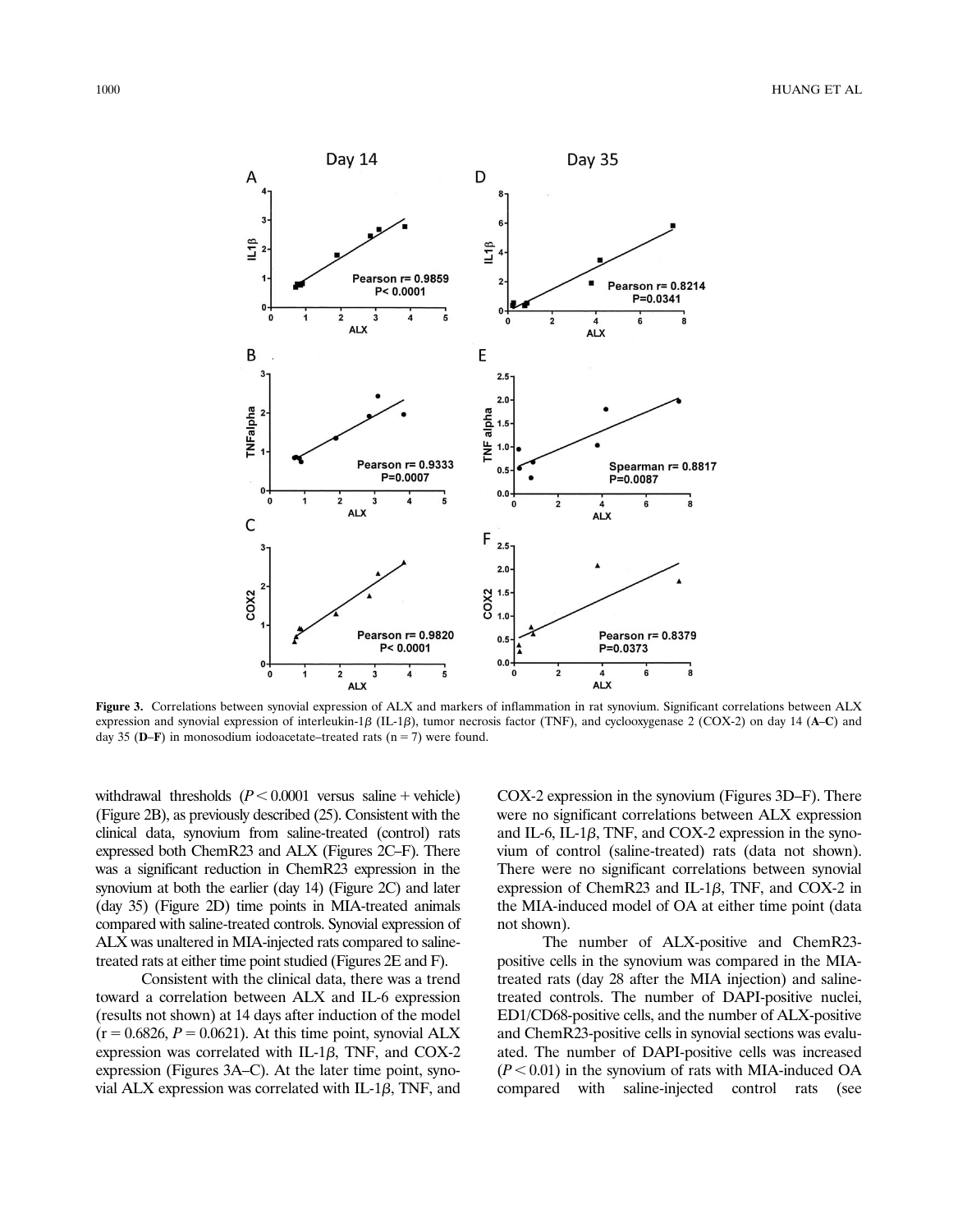Day 14

A

IL1β

Pearson r= 0.9859
P< 0.0001

ALX

B

TNFalpha

Pearson r= 0.9333
P=0.0007

ALX

C

COX2

Pearson r= 0.9820
P< 0.0001

ALX

Day 35

D

IL1β

Pearson r= 0.8214
P=0.0341

ALX

E

TNF alpha

Spearman r= 0.8817
P=0.0087

ALX

F

COX2

Pearson r= 0.8379
P=0.0373

ALX

**Figure 3.** Correlations between synovial expression of ALX and markers of inflammation in rat synovium. Significant correlations between ALX expression and synovial expression of interleukin-1β (IL-1β), tumor necrosis factor (TNF), and cyclooxygenase 2 (COX-2) on day 14 (**A–C**) and day 35 (**D–F**) in monosodium iodoacetate–treated rats (n = 7) were found.

withdrawal thresholds ($P < 0.0001$ versus saline + vehicle) (Figure 2B), as previously described (25). Consistent with the clinical data, synovium from saline-treated (control) rats expressed both ChemR23 and ALX (Figures 2C–F). There was a significant reduction in ChemR23 expression in the synovium at both the earlier (day 14) (Figure 2C) and later (day 35) (Figure 2D) time points in MIA-treated animals compared with saline-treated controls. Synovial expression of ALX was unaltered in MIA-injected rats compared to saline-treated rats at either time point studied (Figures 2E and F).

Consistent with the clinical data, there was a trend toward a correlation between ALX and IL-6 expression (results not shown) at 14 days after induction of the model ($r = 0.6826$, $P = 0.0621$). At this time point, synovial ALX expression was correlated with IL-1β, TNF, and COX-2 expression (Figures 3A–C). At the later time point, synovial ALX expression was correlated with IL-1β, TNF, and COX-2 expression in the synovium (Figures 3D–F). There were no significant correlations between ALX expression and IL-6, IL-1β, TNF, and COX-2 expression in the synovium of control (saline-treated) rats (data not shown). There were no significant correlations between synovial expression of ChemR23 and IL-1β, TNF, and COX-2 in the MIA-induced model of OA at either time point (data not shown).

The number of ALX-positive and ChemR23-positive cells in the synovium was compared in the MIA-treated rats (day 28 after the MIA injection) and saline-treated controls. The number of DAPI-positive nuclei, ED1/CD68-positive cells, and the number of ALX-positive and ChemR23-positive cells in synovial sections was evaluated. The number of DAPI-positive cells was increased ($P < 0.01$) in the synovium of rats with MIA-induced OA compared with saline-injected control rats (see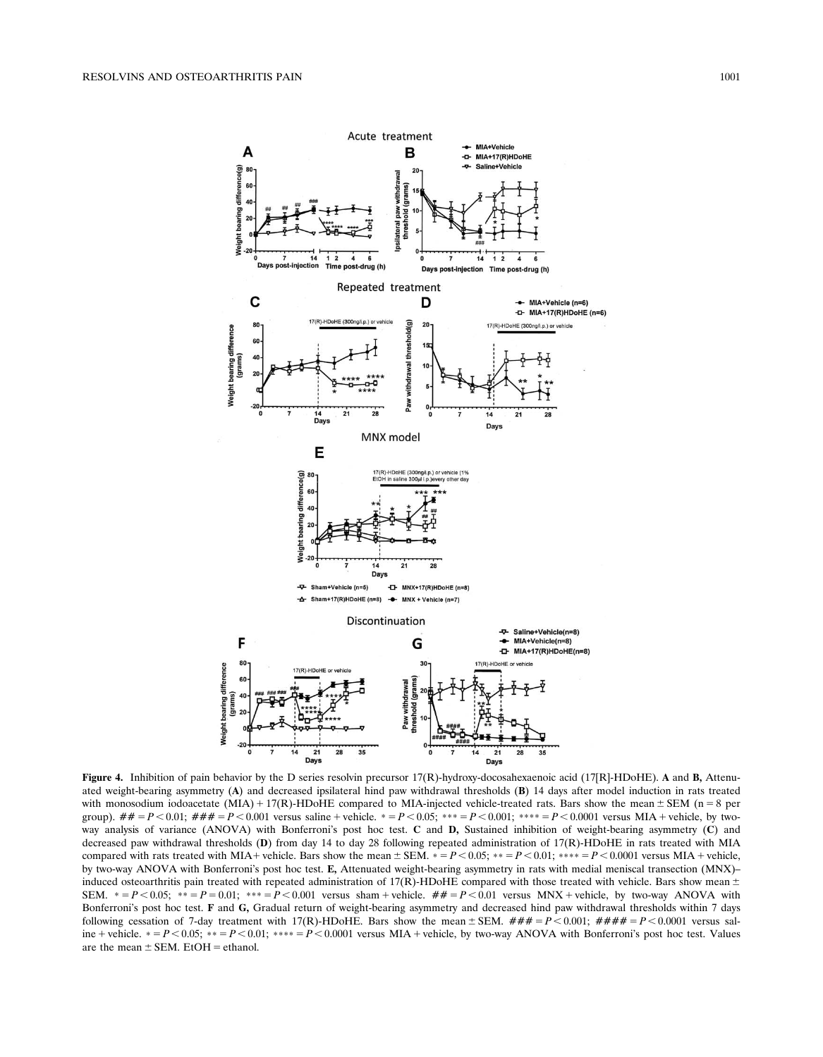Acute treatment

A

Weight bearing difference(g)

Days post-injection Time post-drug (h)

B

MIA+Vehicle

MIA+17(R)HDoHE

Saline+Vehicle

Ipsilateral paw withdrawal threshold (grams)

Days post-injection Time post-drug (h)

Repeated treatment

C

17(R)-HDoHE (300ng/i.p.) or vehicle

Weight bearing difference (grams)

Days

D

MIA+Vehicle (n=6)

MIA+17(R)HDoHE (n=6)

17(R)-HDoHE (300ng/i.p.) or vehicle

Paw withdrawal threshold(g)

Days

MNX model

E

17(R)-HDoHE (300ng/i.p.) or vehicle (1% EtOH in saline 300μl i.p.)every other day

Weight bearing difference(g)

Days

Sham+Vehicle (n=8)

Sham+17(R)HDoHE (n=8)

MNX+17(R)HDoHE (n=8)

MNX + Vehicle (n=7)

Discontinuation

F

17(R)-HDoHE or vehicle

Weight bearing difference (grams)

Days

G

Saline+Vehicle(n=8)

MIA+Vehicle(n=8)

MIA+17(R)HDoHE(n=8)

17(R)-HDoHE or vehicle

Paw withdrawal threshold (grams)

Days

**Figure 4.** Inhibition of pain behavior by the D series resolvin precursor 17(R)-hydroxy-docosahexaenoic acid (17[R]-HDoHE). **A** and **B,** Attenuated weight-bearing asymmetry (**A**) and decreased ipsilateral hind paw withdrawal thresholds (**B**) 14 days after model induction in rats treated with monosodium iodoacetate (MIA) + 17(R)-HDoHE compared to MIA-injected vehicle-treated rats. Bars show the mean ± SEM (n = 8 per group). ## = $P < 0.01$; ### = $P < 0.001$ versus saline + vehicle. * = $P < 0.05$; *** = $P < 0.001$; **** = $P < 0.0001$ versus MIA + vehicle, by two-way analysis of variance (ANOVA) with Bonferroni's post hoc test. **C** and **D,** Sustained inhibition of weight-bearing asymmetry (**C**) and decreased paw withdrawal thresholds (**D**) from day 14 to day 28 following repeated administration of 17(R)-HDoHE in rats treated with MIA compared with rats treated with MIA+ vehicle. Bars show the mean ± SEM. * = $P < 0.05$; ** = $P < 0.01$; **** = $P < 0.0001$ versus MIA + vehicle, by two-way ANOVA with Bonferroni's post hoc test. **E,** Attenuated weight-bearing asymmetry in rats with medial meniscal transection (MNX)–induced osteoarthritis pain treated with repeated administration of 17(R)-HDoHE compared with those treated with vehicle. Bars show mean ± SEM. * = $P < 0.05$; ** = $P = 0.01$; *** = $P < 0.001$ versus sham + vehicle. ## = $P < 0.01$ versus MNX + vehicle, by two-way ANOVA with Bonferroni's post hoc test. **F** and **G,** Gradual return of weight-bearing asymmetry and decreased hind paw withdrawal thresholds within 7 days following cessation of 7-day treatment with 17(R)-HDoHE. Bars show the mean ± SEM. ### = $P < 0.001$; #### = $P < 0.0001$ versus saline + vehicle. * = $P < 0.05$; ** = $P < 0.01$; **** = $P < 0.0001$ versus MIA + vehicle, by two-way ANOVA with Bonferroni's post hoc test. Values are the mean ± SEM. EtOH = ethanol.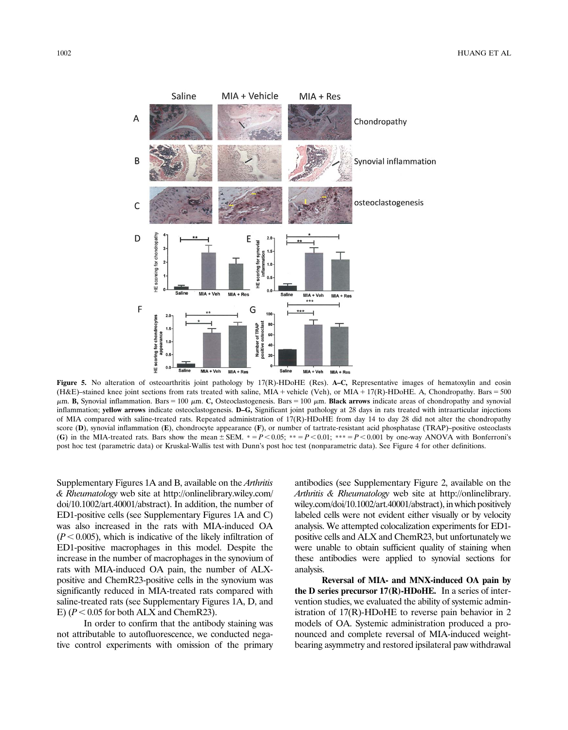Saline

MIA + Vehicle

MIA + Res

A

Chondropathy

B

Synovial inflammation

C

osteoclastogenesis

D

HE scoreing for chondropathy

Saline

MIA + Veh

MIA + Res

E

HE scoring for synovial inflammation

F

HE scoring for chondrocytes appearance

G

Number of TRAP positive osteoclast

**Figure 5.** No alteration of osteoarthritis joint pathology by 17(R)-HDoHE (Res). **A–C,** Representative images of hematoxylin and eosin (H&E)–stained knee joint sections from rats treated with saline, MIA + vehicle (Veh), or MIA + 17(R)-HDoHE. A, Chondropathy. Bars = 500 $\mu$m. **B,** Synovial inflammation. Bars = 100 $\mu$m. **C,** Osteoclastogenesis. Bars = 100 $\mu$m. **Black arrows** indicate areas of chondropathy and synovial inflammation; **yellow arrows** indicate osteoclastogenesis. **D–G,** Significant joint pathology at 28 days in rats treated with intraarticular injections of MIA compared with saline-treated rats. Repeated administration of 17(R)-HDoHE from day 14 to day 28 did not alter the chondropathy score (**D**), synovial inflammation (**E**), chondrocyte appearance (**F**), or number of tartrate-resistant acid phosphatase (TRAP)–positive osteoclasts (**G**) in the MIA-treated rats. Bars show the mean ± SEM. * = $P < 0.05$; ** = $P < 0.01$; *** = $P < 0.001$ by one-way ANOVA with Bonferroni's post hoc test (parametric data) or Kruskal-Wallis test with Dunn's post hoc test (nonparametric data). See Figure 4 for other definitions.

Supplementary Figures 1A and B, available on the *Arthritis & Rheumatology* web site at http://onlinelibrary.wiley.com/doi/10.1002/art.40001/abstract). In addition, the number of ED1-positive cells (see Supplementary Figures 1A and C) was also increased in the rats with MIA-induced OA ($P < 0.005$), which is indicative of the likely infiltration of ED1-positive macrophages in this model. Despite the increase in the number of macrophages in the synovium of rats with MIA-induced OA pain, the number of ALX-positive and ChemR23-positive cells in the synovium was significantly reduced in MIA-treated rats compared with saline-treated rats (see Supplementary Figures 1A, D, and E) ($P < 0.05$ for both ALX and ChemR23).

In order to confirm that the antibody staining was not attributable to autofluorescence, we conducted negative control experiments with omission of the primary antibodies (see Supplementary Figure 2, available on the *Arthritis & Rheumatology* web site at http://onlinelibrary.wiley.com/doi/10.1002/art.40001/abstract), in which positively labeled cells were not evident either visually or by velocity analysis. We attempted colocalization experiments for ED1-positive cells and ALX and ChemR23, but unfortunately we were unable to obtain sufficient quality of staining when these antibodies were applied to synovial sections for analysis.

**Reversal of MIA- and MNX-induced OA pain by the D series precursor 17(R)-HDoHE.** In a series of intervention studies, we evaluated the ability of systemic administration of 17(R)-HDoHE to reverse pain behavior in 2 models of OA. Systemic administration produced a pronounced and complete reversal of MIA-induced weight-bearing asymmetry and restored ipsilateral paw withdrawal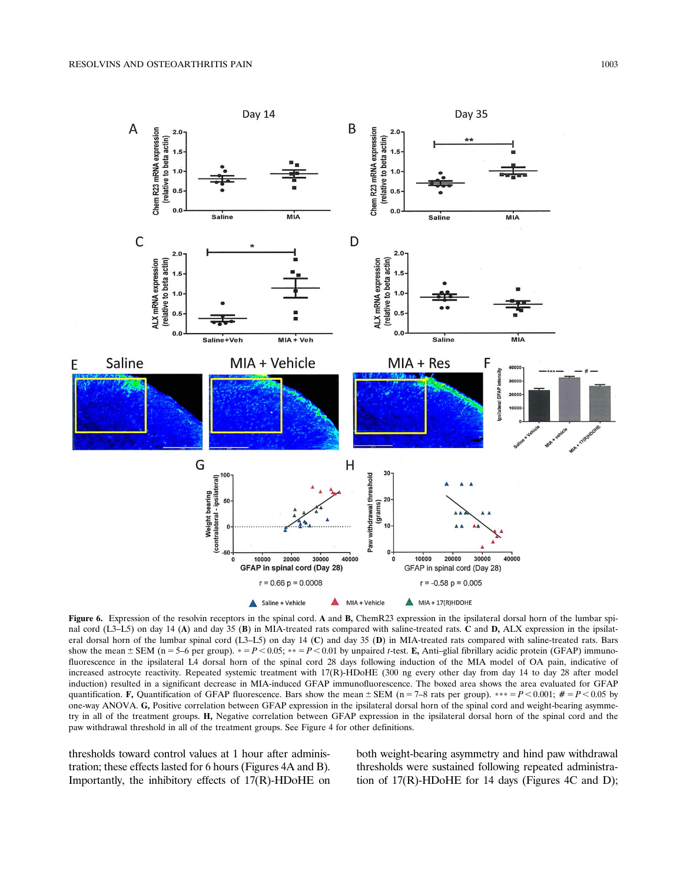Day 14

A

Chem R23 mRNA expression (relative to beta actin)

2.0
1.5
1.0
0.5
0.0

Saline MIA

Day 35

B

**

Chem R23 mRNA expression (relative to beta actin)

2.0
1.5
1.0
0.5
0.0

Saline MIA

C

*

ALX mRNA expression (relative to beta actin)

2.0
1.5
1.0
0.5
0.0

Saline+Veh MIA + Veh

D

ALX mRNA expression (relative to beta actin)

2.0
1.5
1.0
0.5
0.0

Saline MIA

E Saline MIA + Vehicle MIA + Res

F

Ipsilateral GFAP intensity

40000
30000
20000
10000
0

*** #

Saline + Vehicle MIA + vehicle MIA + 17(R)HDOHE

G

Weight bearing (contralateral - ipsilateral)

100
50
0
-50

0 10000 20000 30000 40000

GFAP in spinal cord (Day 28)

r = 0.66 p = 0.0008

H

Paw withdrawal threshold (grams)

30
20
10
0

0 10000 20000 30000 40000

GFAP in spinal cord (Day 28)

r = -0.58 p = 0.005

Saline + Vehicle MIA + Vehicle MIA + 17(R)HDOHE

**Figure 6.** Expression of the resolvin receptors in the spinal cord. **A** and **B,** ChemR23 expression in the ipsilateral dorsal horn of the lumbar spinal cord (L3–L5) on day 14 (**A**) and day 35 (**B**) in MIA-treated rats compared with saline-treated rats. **C** and **D,** ALX expression in the ipsilateral dorsal horn of the lumbar spinal cord (L3–L5) on day 14 (**C**) and day 35 (**D**) in MIA-treated rats compared with saline-treated rats. Bars show the mean ± SEM (n = 5–6 per group). * = $P < 0.05$; ** = $P < 0.01$ by unpaired *t*-test. **E,** Anti–glial fibrillary acidic protein (GFAP) immunofluorescence in the ipsilateral L4 dorsal horn of the spinal cord 28 days following induction of the MIA model of OA pain, indicative of increased astrocyte reactivity. Repeated systemic treatment with 17(R)-HDoHE (300 ng every other day from day 14 to day 28 after model induction) resulted in a significant decrease in MIA-induced GFAP immunofluorescence. The boxed area shows the area evaluated for GFAP quantification. **F,** Quantification of GFAP fluorescence. Bars show the mean ± SEM (n = 7–8 rats per group). *** = $P < 0.001$; # = $P < 0.05$ by one-way ANOVA. **G,** Positive correlation between GFAP expression in the ipsilateral dorsal horn of the spinal cord and weight-bearing asymmetry in all of the treatment groups. **H,** Negative correlation between GFAP expression in the ipsilateral dorsal horn of the spinal cord and the paw withdrawal threshold in all of the treatment groups. See Figure 4 for other definitions.

thresholds toward control values at 1 hour after administration; these effects lasted for 6 hours (Figures 4A and B). Importantly, the inhibitory effects of 17(R)-HDoHE on both weight-bearing asymmetry and hind paw withdrawal thresholds were sustained following repeated administration of 17(R)-HDoHE for 14 days (Figures 4C and D);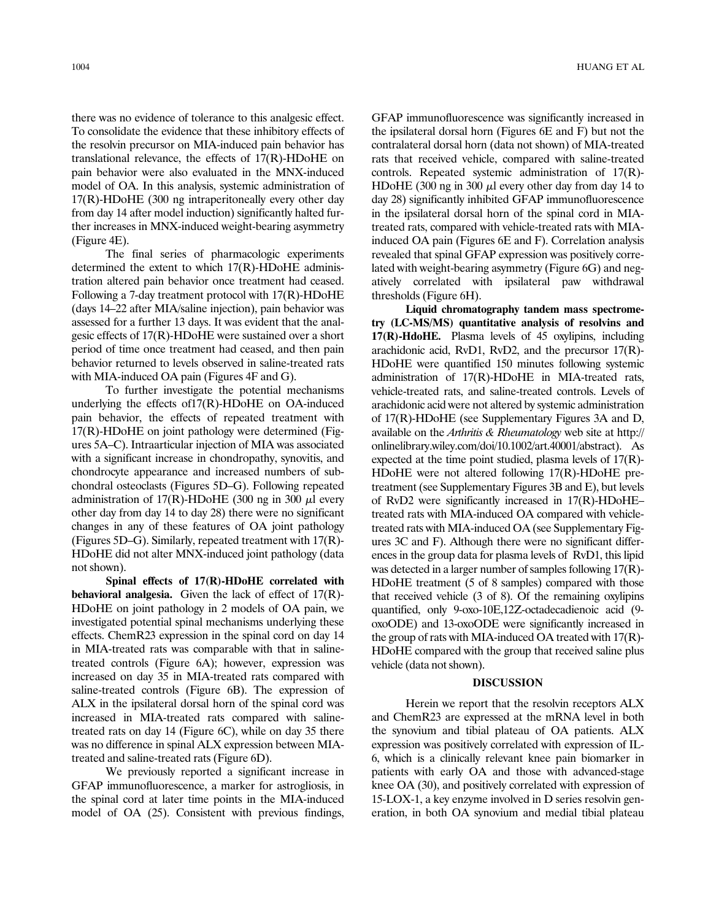there was no evidence of tolerance to this analgesic effect. To consolidate the evidence that these inhibitory effects of the resolvin precursor on MIA-induced pain behavior has translational relevance, the effects of 17(R)-HDoHE on pain behavior were also evaluated in the MNX-induced model of OA. In this analysis, systemic administration of 17(R)-HDoHE (300 ng intraperitoneally every other day from day 14 after model induction) significantly halted further increases in MNX-induced weight-bearing asymmetry (Figure 4E).

The final series of pharmacologic experiments determined the extent to which 17(R)-HDoHE administration altered pain behavior once treatment had ceased. Following a 7-day treatment protocol with 17(R)-HDoHE (days 14–22 after MIA/saline injection), pain behavior was assessed for a further 13 days. It was evident that the analgesic effects of 17(R)-HDoHE were sustained over a short period of time once treatment had ceased, and then pain behavior returned to levels observed in saline-treated rats with MIA-induced OA pain (Figures 4F and G).

To further investigate the potential mechanisms underlying the effects of17(R)-HDoHE on OA-induced pain behavior, the effects of repeated treatment with 17(R)-HDoHE on joint pathology were determined (Figures 5A–C). Intraarticular injection of MIA was associated with a significant increase in chondropathy, synovitis, and chondrocyte appearance and increased numbers of subchondral osteoclasts (Figures 5D–G). Following repeated administration of 17(R)-HDoHE (300 ng in 300 $\mu$l every other day from day 14 to day 28) there were no significant changes in any of these features of OA joint pathology (Figures 5D–G). Similarly, repeated treatment with 17(R)-HDoHE did not alter MNX-induced joint pathology (data not shown).

**Spinal effects of 17(R)-HDoHE correlated with behavioral analgesia.** Given the lack of effect of 17(R)-HDoHE on joint pathology in 2 models of OA pain, we investigated potential spinal mechanisms underlying these effects. ChemR23 expression in the spinal cord on day 14 in MIA-treated rats was comparable with that in saline-treated controls (Figure 6A); however, expression was increased on day 35 in MIA-treated rats compared with saline-treated controls (Figure 6B). The expression of ALX in the ipsilateral dorsal horn of the spinal cord was increased in MIA-treated rats compared with saline-treated rats on day 14 (Figure 6C), while on day 35 there was no difference in spinal ALX expression between MIA-treated and saline-treated rats (Figure 6D).

We previously reported a significant increase in GFAP immunofluorescence, a marker for astrogliosis, in the spinal cord at later time points in the MIA-induced model of OA (25). Consistent with previous findings, GFAP immunofluorescence was significantly increased in the ipsilateral dorsal horn (Figures 6E and F) but not the contralateral dorsal horn (data not shown) of MIA-treated rats that received vehicle, compared with saline-treated controls. Repeated systemic administration of 17(R)-HDoHE (300 ng in 300 $\mu$l every other day from day 14 to day 28) significantly inhibited GFAP immunofluorescence in the ipsilateral dorsal horn of the spinal cord in MIA-treated rats, compared with vehicle-treated rats with MIA-induced OA pain (Figures 6E and F). Correlation analysis revealed that spinal GFAP expression was positively correlated with weight-bearing asymmetry (Figure 6G) and negatively correlated with ipsilateral paw withdrawal thresholds (Figure 6H).

**Liquid chromatography tandem mass spectrometry (LC-MS/MS) quantitative analysis of resolvins and 17(R)-HdoHE.** Plasma levels of 45 oxylipins, including arachidonic acid, RvD1, RvD2, and the precursor 17(R)-HDoHE were quantified 150 minutes following systemic administration of 17(R)-HDoHE in MIA-treated rats, vehicle-treated rats, and saline-treated controls. Levels of arachidonic acid were not altered by systemic administration of 17(R)-HDoHE (see Supplementary Figures 3A and D, available on the *Arthritis & Rheumatology* web site at http://onlinelibrary.wiley.com/doi/10.1002/art.40001/abstract). As expected at the time point studied, plasma levels of 17(R)-HDoHE were not altered following 17(R)-HDoHE pretreatment (see Supplementary Figures 3B and E), but levels of RvD2 were significantly increased in 17(R)-HDoHE–treated rats with MIA-induced OA compared with vehicle-treated rats with MIA-induced OA (see Supplementary Figures 3C and F). Although there were no significant differences in the group data for plasma levels of RvD1, this lipid was detected in a larger number of samples following 17(R)-HDoHE treatment (5 of 8 samples) compared with those that received vehicle (3 of 8). Of the remaining oxylipins quantified, only 9-oxo-10E,12Z-octadecadienoic acid (9-oxoODE) and 13-oxoODE were significantly increased in the group of rats with MIA-induced OA treated with 17(R)-HDoHE compared with the group that received saline plus vehicle (data not shown).

## DISCUSSION

Herein we report that the resolvin receptors ALX and ChemR23 are expressed at the mRNA level in both the synovium and tibial plateau of OA patients. ALX expression was positively correlated with expression of IL-6, which is a clinically relevant knee pain biomarker in patients with early OA and those with advanced-stage knee OA (30), and positively correlated with expression of 15-LOX-1, a key enzyme involved in D series resolvin generation, in both OA synovium and medial tibial plateau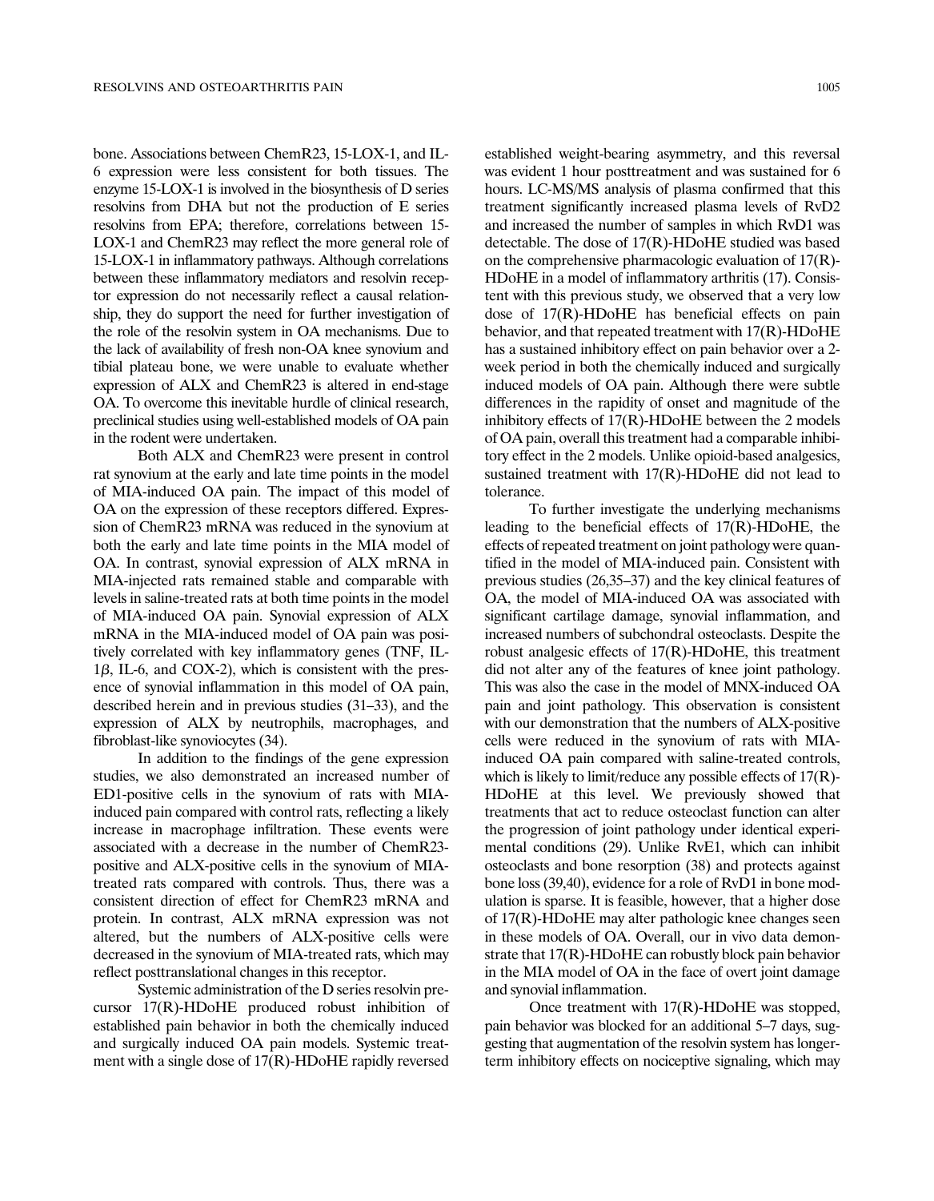bone. Associations between ChemR23, 15-LOX-1, and IL-6 expression were less consistent for both tissues. The enzyme 15-LOX-1 is involved in the biosynthesis of D series resolvins from DHA but not the production of E series resolvins from EPA; therefore, correlations between 15-LOX-1 and ChemR23 may reflect the more general role of 15-LOX-1 in inflammatory pathways. Although correlations between these inflammatory mediators and resolvin receptor expression do not necessarily reflect a causal relationship, they do support the need for further investigation of the role of the resolvin system in OA mechanisms. Due to the lack of availability of fresh non-OA knee synovium and tibial plateau bone, we were unable to evaluate whether expression of ALX and ChemR23 is altered in end-stage OA. To overcome this inevitable hurdle of clinical research, preclinical studies using well-established models of OA pain in the rodent were undertaken.

Both ALX and ChemR23 were present in control rat synovium at the early and late time points in the model of MIA-induced OA pain. The impact of this model of OA on the expression of these receptors differed. Expression of ChemR23 mRNA was reduced in the synovium at both the early and late time points in the MIA model of OA. In contrast, synovial expression of ALX mRNA in MIA-injected rats remained stable and comparable with levels in saline-treated rats at both time points in the model of MIA-induced OA pain. Synovial expression of ALX mRNA in the MIA-induced model of OA pain was positively correlated with key inflammatory genes (TNF, IL-1$\beta$, IL-6, and COX-2), which is consistent with the presence of synovial inflammation in this model of OA pain, described herein and in previous studies (31–33), and the expression of ALX by neutrophils, macrophages, and fibroblast-like synoviocytes (34).

In addition to the findings of the gene expression studies, we also demonstrated an increased number of ED1-positive cells in the synovium of rats with MIA-induced pain compared with control rats, reflecting a likely increase in macrophage infiltration. These events were associated with a decrease in the number of ChemR23-positive and ALX-positive cells in the synovium of MIA-treated rats compared with controls. Thus, there was a consistent direction of effect for ChemR23 mRNA and protein. In contrast, ALX mRNA expression was not altered, but the numbers of ALX-positive cells were decreased in the synovium of MIA-treated rats, which may reflect posttranslational changes in this receptor.

Systemic administration of the D series resolvin precursor 17(R)-HDoHE produced robust inhibition of established pain behavior in both the chemically induced and surgically induced OA pain models. Systemic treatment with a single dose of 17(R)-HDoHE rapidly reversed established weight-bearing asymmetry, and this reversal was evident 1 hour posttreatment and was sustained for 6 hours. LC-MS/MS analysis of plasma confirmed that this treatment significantly increased plasma levels of RvD2 and increased the number of samples in which RvD1 was detectable. The dose of 17(R)-HDoHE studied was based on the comprehensive pharmacologic evaluation of 17(R)-HDoHE in a model of inflammatory arthritis (17). Consistent with this previous study, we observed that a very low dose of 17(R)-HDoHE has beneficial effects on pain behavior, and that repeated treatment with 17(R)-HDoHE has a sustained inhibitory effect on pain behavior over a 2-week period in both the chemically induced and surgically induced models of OA pain. Although there were subtle differences in the rapidity of onset and magnitude of the inhibitory effects of 17(R)-HDoHE between the 2 models of OA pain, overall this treatment had a comparable inhibitory effect in the 2 models. Unlike opioid-based analgesics, sustained treatment with 17(R)-HDoHE did not lead to tolerance.

To further investigate the underlying mechanisms leading to the beneficial effects of 17(R)-HDoHE, the effects of repeated treatment on joint pathology were quantified in the model of MIA-induced pain. Consistent with previous studies (26,35–37) and the key clinical features of OA, the model of MIA-induced OA was associated with significant cartilage damage, synovial inflammation, and increased numbers of subchondral osteoclasts. Despite the robust analgesic effects of 17(R)-HDoHE, this treatment did not alter any of the features of knee joint pathology. This was also the case in the model of MNX-induced OA pain and joint pathology. This observation is consistent with our demonstration that the numbers of ALX-positive cells were reduced in the synovium of rats with MIA-induced OA pain compared with saline-treated controls, which is likely to limit/reduce any possible effects of 17(R)-HDoHE at this level. We previously showed that treatments that act to reduce osteoclast function can alter the progression of joint pathology under identical experimental conditions (29). Unlike RvE1, which can inhibit osteoclasts and bone resorption (38) and protects against bone loss (39,40), evidence for a role of RvD1 in bone modulation is sparse. It is feasible, however, that a higher dose of 17(R)-HDoHE may alter pathologic knee changes seen in these models of OA. Overall, our in vivo data demonstrate that 17(R)-HDoHE can robustly block pain behavior in the MIA model of OA in the face of overt joint damage and synovial inflammation.

Once treatment with 17(R)-HDoHE was stopped, pain behavior was blocked for an additional 5–7 days, suggesting that augmentation of the resolvin system has longer-term inhibitory effects on nociceptive signaling, which may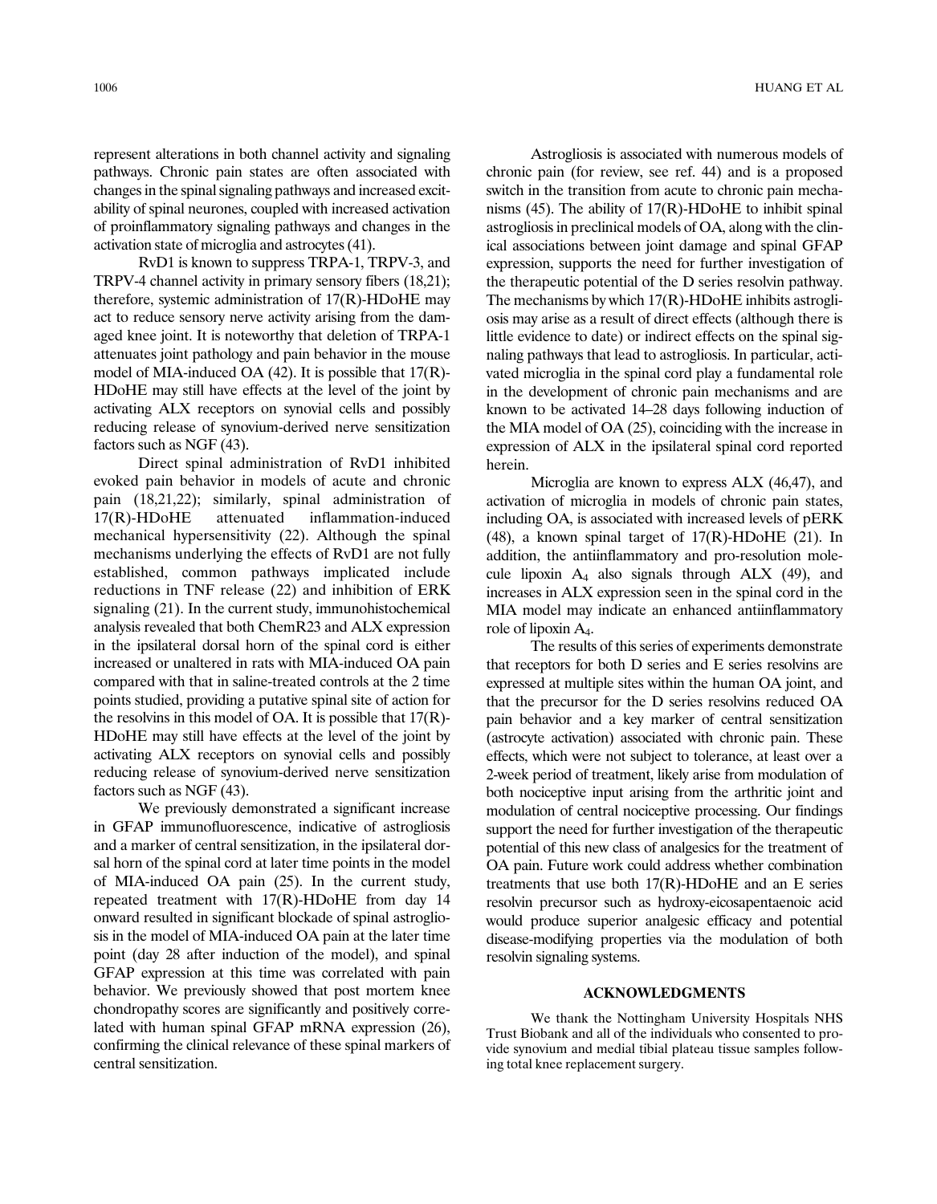represent alterations in both channel activity and signaling pathways. Chronic pain states are often associated with changes in the spinal signaling pathways and increased excitability of spinal neurones, coupled with increased activation of proinflammatory signaling pathways and changes in the activation state of microglia and astrocytes (41).

RvD1 is known to suppress TRPA-1, TRPV-3, and TRPV-4 channel activity in primary sensory fibers (18,21); therefore, systemic administration of 17(R)-HDoHE may act to reduce sensory nerve activity arising from the damaged knee joint. It is noteworthy that deletion of TRPA-1 attenuates joint pathology and pain behavior in the mouse model of MIA-induced OA (42). It is possible that 17(R)-HDoHE may still have effects at the level of the joint by activating ALX receptors on synovial cells and possibly reducing release of synovium-derived nerve sensitization factors such as NGF (43).

Direct spinal administration of RvD1 inhibited evoked pain behavior in models of acute and chronic pain (18,21,22); similarly, spinal administration of 17(R)-HDoHE attenuated inflammation-induced mechanical hypersensitivity (22). Although the spinal mechanisms underlying the effects of RvD1 are not fully established, common pathways implicated include reductions in TNF release (22) and inhibition of ERK signaling (21). In the current study, immunohistochemical analysis revealed that both ChemR23 and ALX expression in the ipsilateral dorsal horn of the spinal cord is either increased or unaltered in rats with MIA-induced OA pain compared with that in saline-treated controls at the 2 time points studied, providing a putative spinal site of action for the resolvins in this model of OA. It is possible that 17(R)-HDoHE may still have effects at the level of the joint by activating ALX receptors on synovial cells and possibly reducing release of synovium-derived nerve sensitization factors such as NGF (43).

We previously demonstrated a significant increase in GFAP immunofluorescence, indicative of astrogliosis and a marker of central sensitization, in the ipsilateral dorsal horn of the spinal cord at later time points in the model of MIA-induced OA pain (25). In the current study, repeated treatment with 17(R)-HDoHE from day 14 onward resulted in significant blockade of spinal astrogliosis in the model of MIA-induced OA pain at the later time point (day 28 after induction of the model), and spinal GFAP expression at this time was correlated with pain behavior. We previously showed that post mortem knee chondropathy scores are significantly and positively correlated with human spinal GFAP mRNA expression (26), confirming the clinical relevance of these spinal markers of central sensitization.

Astrogliosis is associated with numerous models of chronic pain (for review, see ref. 44) and is a proposed switch in the transition from acute to chronic pain mechanisms (45). The ability of 17(R)-HDoHE to inhibit spinal astrogliosis in preclinical models of OA, along with the clinical associations between joint damage and spinal GFAP expression, supports the need for further investigation of the therapeutic potential of the D series resolvin pathway. The mechanisms by which 17(R)-HDoHE inhibits astrogliosis may arise as a result of direct effects (although there is little evidence to date) or indirect effects on the spinal signaling pathways that lead to astrogliosis. In particular, activated microglia in the spinal cord play a fundamental role in the development of chronic pain mechanisms and are known to be activated 14–28 days following induction of the MIA model of OA (25), coinciding with the increase in expression of ALX in the ipsilateral spinal cord reported herein.

Microglia are known to express ALX (46,47), and activation of microglia in models of chronic pain states, including OA, is associated with increased levels of pERK (48), a known spinal target of 17(R)-HDoHE (21). In addition, the antiinflammatory and pro-resolution molecule lipoxin $A_4$ also signals through ALX (49), and increases in ALX expression seen in the spinal cord in the MIA model may indicate an enhanced antiinflammatory role of lipoxin $A_4$.

The results of this series of experiments demonstrate that receptors for both D series and E series resolvins are expressed at multiple sites within the human OA joint, and that the precursor for the D series resolvins reduced OA pain behavior and a key marker of central sensitization (astrocyte activation) associated with chronic pain. These effects, which were not subject to tolerance, at least over a 2-week period of treatment, likely arise from modulation of both nociceptive input arising from the arthritic joint and modulation of central nociceptive processing. Our findings support the need for further investigation of the therapeutic potential of this new class of analgesics for the treatment of OA pain. Future work could address whether combination treatments that use both 17(R)-HDoHE and an E series resolvin precursor such as hydroxy-eicosapentaenoic acid would produce superior analgesic efficacy and potential disease-modifying properties via the modulation of both resolvin signaling systems.

## ACKNOWLEDGMENTS

We thank the Nottingham University Hospitals NHS Trust Biobank and all of the individuals who consented to provide synovium and medial tibial plateau tissue samples following total knee replacement surgery.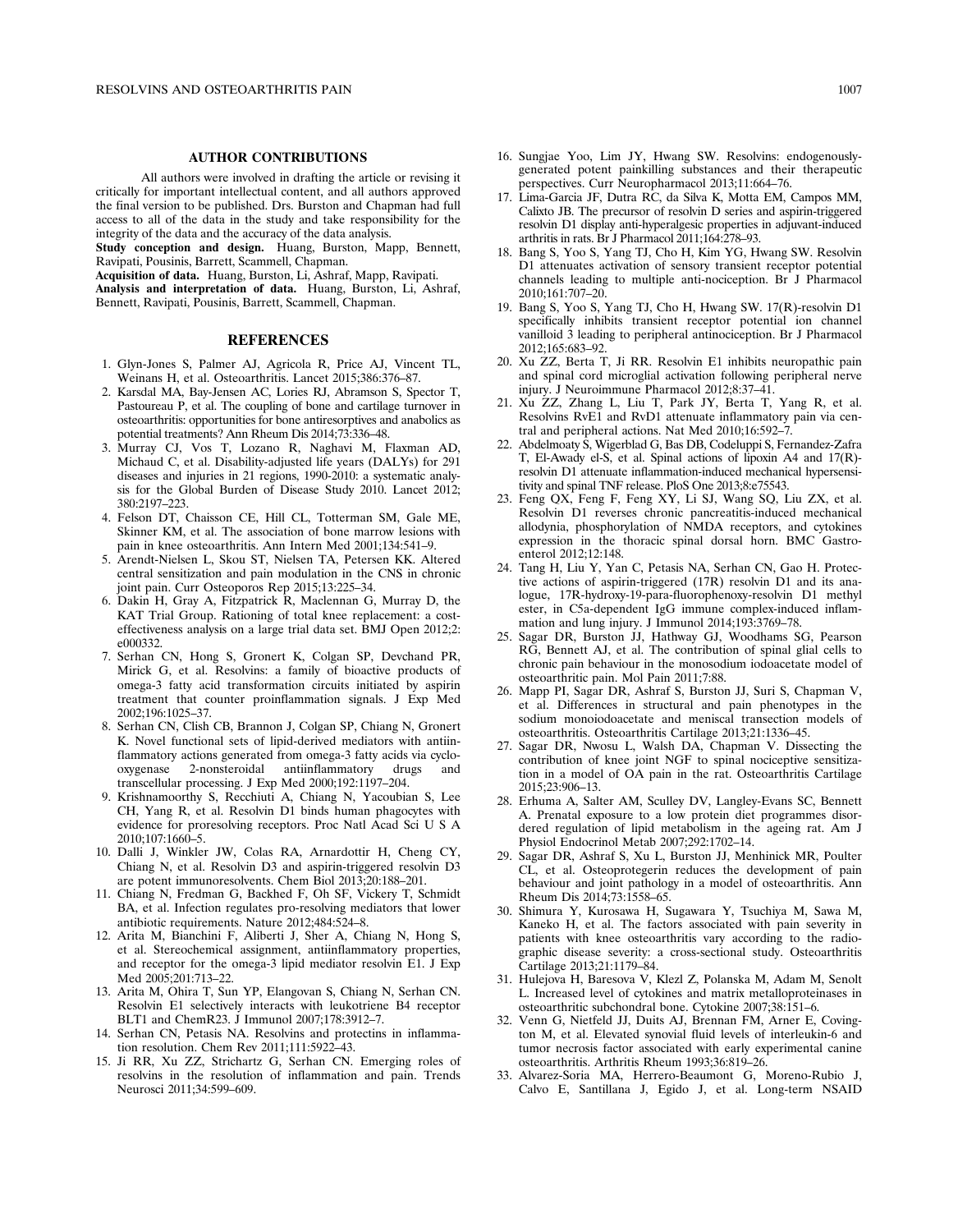## AUTHOR CONTRIBUTIONS

All authors were involved in drafting the article or revising it critically for important intellectual content, and all authors approved the final version to be published. Drs. Burston and Chapman had full access to all of the data in the study and take responsibility for the integrity of the data and the accuracy of the data analysis.

**Study conception and design.** Huang, Burston, Mapp, Bennett, Ravipati, Pousinis, Barrett, Scammell, Chapman.

**Acquisition of data.** Huang, Burston, Li, Ashraf, Mapp, Ravipati.

**Analysis and interpretation of data.** Huang, Burston, Li, Ashraf, Bennett, Ravipati, Pousinis, Barrett, Scammell, Chapman.

## REFERENCES

1. Glyn-Jones S, Palmer AJ, Agricola R, Price AJ, Vincent TL, Weinans H, et al. Osteoarthritis. Lancet 2015;386:376–87.
2. Karsdal MA, Bay-Jensen AC, Lories RJ, Abramson S, Spector T, Pastoureau P, et al. The coupling of bone and cartilage turnover in osteoarthritis: opportunities for bone antiresorptives and anabolics as potential treatments? Ann Rheum Dis 2014;73:336–48.
3. Murray CJ, Vos T, Lozano R, Naghavi M, Flaxman AD, Michaud C, et al. Disability-adjusted life years (DALYs) for 291 diseases and injuries in 21 regions, 1990-2010: a systematic analysis for the Global Burden of Disease Study 2010. Lancet 2012; 380:2197–223.
4. Felson DT, Chaisson CE, Hill CL, Totterman SM, Gale ME, Skinner KM, et al. The association of bone marrow lesions with pain in knee osteoarthritis. Ann Intern Med 2001;134:541–9.
5. Arendt-Nielsen L, Skou ST, Nielsen TA, Petersen KK. Altered central sensitization and pain modulation in the CNS in chronic joint pain. Curr Osteoporos Rep 2015;13:225–34.
6. Dakin H, Gray A, Fitzpatrick R, Maclennan G, Murray D, the KAT Trial Group. Rationing of total knee replacement: a cost-effectiveness analysis on a large trial data set. BMJ Open 2012;2: e000332.
7. Serhan CN, Hong S, Gronert K, Colgan SP, Devchand PR, Mirick G, et al. Resolvins: a family of bioactive products of omega-3 fatty acid transformation circuits initiated by aspirin treatment that counter proinflammation signals. J Exp Med 2002;196:1025–37.
8. Serhan CN, Clish CB, Brannon J, Colgan SP, Chiang N, Gronert K. Novel functional sets of lipid-derived mediators with antiinflammatory actions generated from omega-3 fatty acids via cyclooxygenase 2-nonsteroidal antiinflammatory drugs and transcellular processing. J Exp Med 2000;192:1197–204.
9. Krishnamoorthy S, Recchiuti A, Chiang N, Yacoubian S, Lee CH, Yang R, et al. Resolvin D1 binds human phagocytes with evidence for proresolving receptors. Proc Natl Acad Sci U S A 2010;107:1660–5.
10. Dalli J, Winkler JW, Colas RA, Arnardottir H, Cheng CY, Chiang N, et al. Resolvin D3 and aspirin-triggered resolvin D3 are potent immunoresolvents. Chem Biol 2013;20:188–201.
11. Chiang N, Fredman G, Backhed F, Oh SF, Vickery T, Schmidt BA, et al. Infection regulates pro-resolving mediators that lower antibiotic requirements. Nature 2012;484:524–8.
12. Arita M, Bianchini F, Aliberti J, Sher A, Chiang N, Hong S, et al. Stereochemical assignment, antiinflammatory properties, and receptor for the omega-3 lipid mediator resolvin E1. J Exp Med 2005;201:713–22.
13. Arita M, Ohira T, Sun YP, Elangovan S, Chiang N, Serhan CN. Resolvin E1 selectively interacts with leukotriene B4 receptor BLT1 and ChemR23. J Immunol 2007;178:3912–7.
14. Serhan CN, Petasis NA. Resolvins and protectins in inflammation resolution. Chem Rev 2011;111:5922–43.
15. Ji RR, Xu ZZ, Strichartz G, Serhan CN. Emerging roles of resolvins in the resolution of inflammation and pain. Trends Neurosci 2011;34:599–609.
16. Sungjae Yoo, Lim JY, Hwang SW. Resolvins: endogenously-generated potent painkilling substances and their therapeutic perspectives. Curr Neuropharmacol 2013;11:664–76.
17. Lima-Garcia JF, Dutra RC, da Silva K, Motta EM, Campos MM, Calixto JB. The precursor of resolvin D series and aspirin-triggered resolvin D1 display anti-hyperalgesic properties in adjuvant-induced arthritis in rats. Br J Pharmacol 2011;164:278–93.
18. Bang S, Yoo S, Yang TJ, Cho H, Kim YG, Hwang SW. Resolvin D1 attenuates activation of sensory transient receptor potential channels leading to multiple anti-nociception. Br J Pharmacol 2010;161:707–20.
19. Bang S, Yoo S, Yang TJ, Cho H, Hwang SW. 17(R)-resolvin D1 specifically inhibits transient receptor potential ion channel vanilloid 3 leading to peripheral antinociception. Br J Pharmacol 2012;165:683–92.
20. Xu ZZ, Berta T, Ji RR. Resolvin E1 inhibits neuropathic pain and spinal cord microglial activation following peripheral nerve injury. J Neuroimmune Pharmacol 2012;8:37–41.
21. Xu ZZ, Zhang L, Liu T, Park JY, Berta T, Yang R, et al. Resolvins RvE1 and RvD1 attenuate inflammatory pain via central and peripheral actions. Nat Med 2010;16:592–7.
22. Abdelmoaty S, Wigerblad G, Bas DB, Codeluppi S, Fernandez-Zafra T, El-Awady el-S, et al. Spinal actions of lipoxin A4 and 17(R)-resolvin D1 attenuate inflammation-induced mechanical hypersensitivity and spinal TNF release. PloS One 2013;8:e75543.
23. Feng QX, Feng F, Feng XY, Li SJ, Wang SQ, Liu ZX, et al. Resolvin D1 reverses chronic pancreatitis-induced mechanical allodynia, phosphorylation of NMDA receptors, and cytokines expression in the thoracic spinal dorsal horn. BMC Gastroenterol 2012;12:148.
24. Tang H, Liu Y, Yan C, Petasis NA, Serhan CN, Gao H. Protective actions of aspirin-triggered (17R) resolvin D1 and its analogue, 17R-hydroxy-19-para-fluorophenoxy-resolvin D1 methyl ester, in C5a-dependent IgG immune complex-induced inflammation and lung injury. J Immunol 2014;193:3769–78.
25. Sagar DR, Burston JJ, Hathway GJ, Woodhams SG, Pearson RG, Bennett AJ, et al. The contribution of spinal glial cells to chronic pain behaviour in the monosodium iodoacetate model of osteoarthritic pain. Mol Pain 2011;7:88.
26. Mapp PI, Sagar DR, Ashraf S, Burston JJ, Suri S, Chapman V, et al. Differences in structural and pain phenotypes in the sodium monoiodoacetate and meniscal transection models of osteoarthritis. Osteoarthritis Cartilage 2013;21:1336–45.
27. Sagar DR, Nwosu L, Walsh DA, Chapman V. Dissecting the contribution of knee joint NGF to spinal nociceptive sensitization in a model of OA pain in the rat. Osteoarthritis Cartilage 2015;23:906–13.
28. Erhuma A, Salter AM, Sculley DV, Langley-Evans SC, Bennett A. Prenatal exposure to a low protein diet programmes disordered regulation of lipid metabolism in the ageing rat. Am J Physiol Endocrinol Metab 2007;292:1702–14.
29. Sagar DR, Ashraf S, Xu L, Burston JJ, Menhinick MR, Poulter CL, et al. Osteoprotegerin reduces the development of pain behaviour and joint pathology in a model of osteoarthritis. Ann Rheum Dis 2014;73:1558–65.
30. Shimura Y, Kurosawa H, Sugawara Y, Tsuchiya M, Sawa M, Kaneko H, et al. The factors associated with pain severity in patients with knee osteoarthritis vary according to the radiographic disease severity: a cross-sectional study. Osteoarthritis Cartilage 2013;21:1179–84.
31. Hulejova H, Baresova V, Klezl Z, Polanska M, Adam M, Senolt L. Increased level of cytokines and matrix metalloproteinases in osteoarthritic subchondral bone. Cytokine 2007;38:151–6.
32. Venn G, Nietfeld JJ, Duits AJ, Brennan FM, Arner E, Covington M, et al. Elevated synovial fluid levels of interleukin-6 and tumor necrosis factor associated with early experimental canine osteoarthritis. Arthritis Rheum 1993;36:819–26.
33. Alvarez-Soria MA, Herrero-Beaumont G, Moreno-Rubio J, Calvo E, Santillana J, Egido J, et al. Long-term NSAID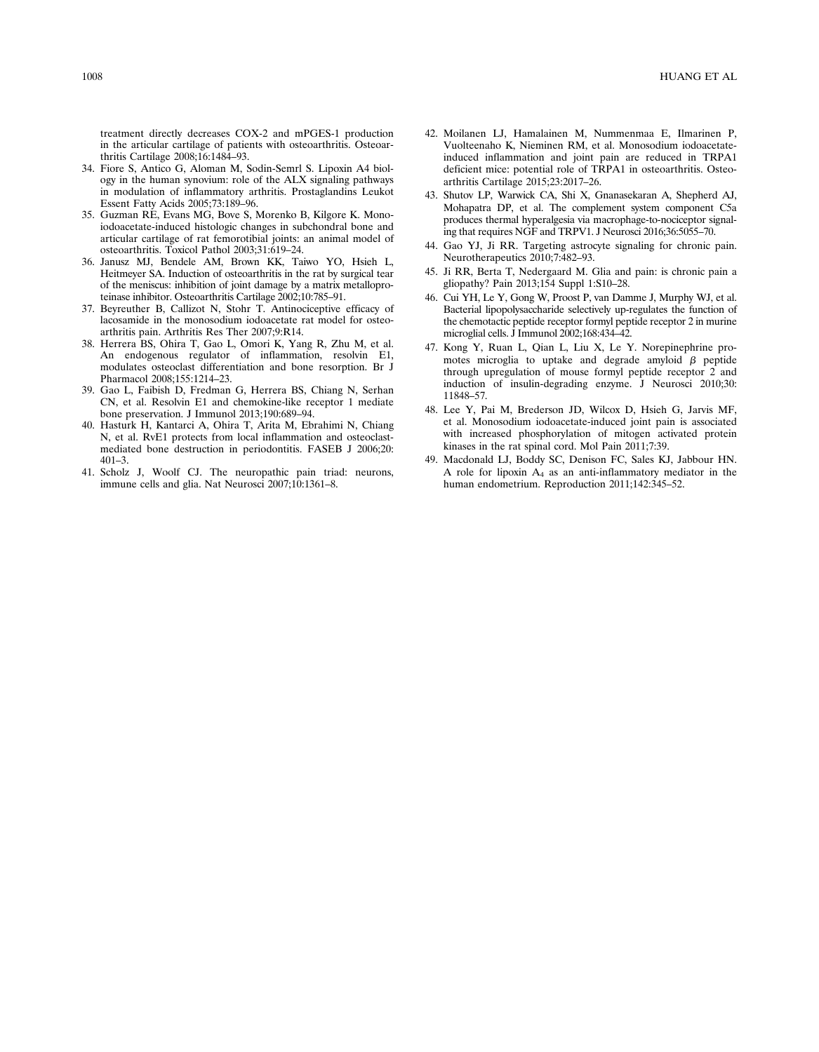treatment directly decreases COX-2 and mPGES-1 production in the articular cartilage of patients with osteoarthritis. Osteoarthritis Cartilage 2008;16:1484–93.

34. Fiore S, Antico G, Aloman M, Sodin-Semrl S. Lipoxin A4 biology in the human synovium: role of the ALX signaling pathways in modulation of inflammatory arthritis. Prostaglandins Leukot Essent Fatty Acids 2005;73:189–96.
35. Guzman RE, Evans MG, Bove S, Morenko B, Kilgore K. Mono-iodoacetate-induced histologic changes in subchondral bone and articular cartilage of rat femorotibial joints: an animal model of osteoarthritis. Toxicol Pathol 2003;31:619–24.
36. Janusz MJ, Bendele AM, Brown KK, Taiwo YO, Hsieh L, Heitmeyer SA. Induction of osteoarthritis in the rat by surgical tear of the meniscus: inhibition of joint damage by a matrix metalloproteinase inhibitor. Osteoarthritis Cartilage 2002;10:785–91.
37. Beyreuther B, Callizot N, Stohr T. Antinociceptive efficacy of lacosamide in the monosodium iodoacetate rat model for osteoarthritis pain. Arthritis Res Ther 2007;9:R14.
38. Herrera BS, Ohira T, Gao L, Omori K, Yang R, Zhu M, et al. An endogenous regulator of inflammation, resolvin E1, modulates osteoclast differentiation and bone resorption. Br J Pharmacol 2008;155:1214–23.
39. Gao L, Faibish D, Fredman G, Herrera BS, Chiang N, Serhan CN, et al. Resolvin E1 and chemokine-like receptor 1 mediate bone preservation. J Immunol 2013;190:689–94.
40. Hasturk H, Kantarci A, Ohira T, Arita M, Ebrahimi N, Chiang N, et al. RvE1 protects from local inflammation and osteoclast-mediated bone destruction in periodontitis. FASEB J 2006;20: 401–3.
41. Scholz J, Woolf CJ. The neuropathic pain triad: neurons, immune cells and glia. Nat Neurosci 2007;10:1361–8.
42. Moilanen LJ, Hamalainen M, Nummenmaa E, Ilmarinen P, Vuolteenaho K, Nieminen RM, et al. Monosodium iodoacetate-induced inflammation and joint pain are reduced in TRPA1 deficient mice: potential role of TRPA1 in osteoarthritis. Osteoarthritis Cartilage 2015;23:2017–26.
43. Shutov LP, Warwick CA, Shi X, Gnanasekaran A, Shepherd AJ, Mohapatra DP, et al. The complement system component C5a produces thermal hyperalgesia via macrophage-to-nociceptor signaling that requires NGF and TRPV1. J Neurosci 2016;36:5055–70.
44. Gao YJ, Ji RR. Targeting astrocyte signaling for chronic pain. Neurotherapeutics 2010;7:482–93.
45. Ji RR, Berta T, Nedergaard M. Glia and pain: is chronic pain a gliopathy? Pain 2013;154 Suppl 1:S10–28.
46. Cui YH, Le Y, Gong W, Proost P, van Damme J, Murphy WJ, et al. Bacterial lipopolysaccharide selectively up-regulates the function of the chemotactic peptide receptor formyl peptide receptor 2 in murine microglial cells. J Immunol 2002;168:434–42.
47. Kong Y, Ruan L, Qian L, Liu X, Le Y. Norepinephrine promotes microglia to uptake and degrade amyloid $\beta$ peptide through upregulation of mouse formyl peptide receptor 2 and induction of insulin-degrading enzyme. J Neurosci 2010;30: 11848–57.
48. Lee Y, Pai M, Brederson JD, Wilcox D, Hsieh G, Jarvis MF, et al. Monosodium iodoacetate-induced joint pain is associated with increased phosphorylation of mitogen activated protein kinases in the rat spinal cord. Mol Pain 2011;7:39.
49. Macdonald LJ, Boddy SC, Denison FC, Sales KJ, Jabbour HN. A role for lipoxin $A_4$ as an anti-inflammatory mediator in the human endometrium. Reproduction 2011;142:345–52.